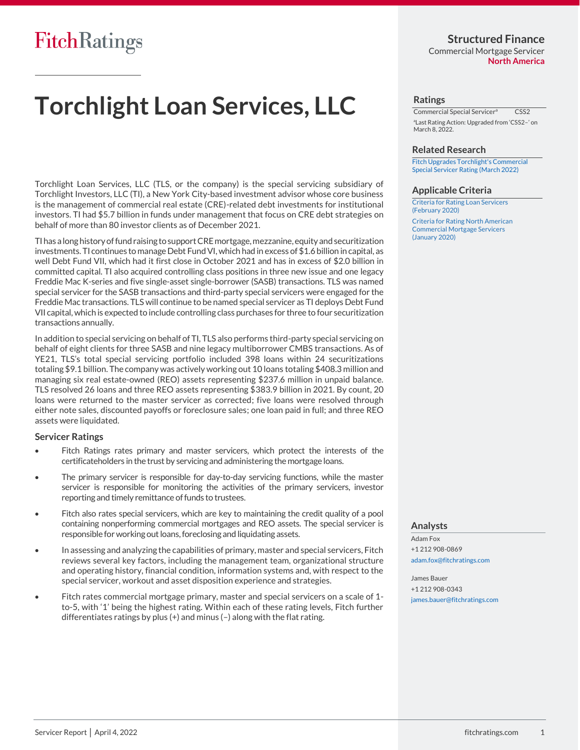# Torchlight Loan Services, LLC

**Structured Finance**
Commercial Mortgage Servicer
**North America**

## Ratings

| | |
|---|---|
| Commercial Special Servicer[a] | CSS2 |

[a]Last Rating Action: Upgraded from 'CSS2–' on March 8, 2022.

## Related Research

Fitch Upgrades Torchlight's Commercial Special Servicer Rating (March 2022)

## Applicable Criteria

Criteria for Rating Loan Servicers (February 2020)

Criteria for Rating North American Commercial Mortgage Servicers (January 2020)

## Analysts

Adam Fox
+1 212 908-0869
adam.fox@fitchratings.com

James Bauer
+1 212 908-0343
james.bauer@fitchratings.com

Torchlight Loan Services, LLC (TLS, or the company) is the special servicing subsidiary of Torchlight Investors, LLC (TI), a New York City-based investment advisor whose core business is the management of commercial real estate (CRE)-related debt investments for institutional investors. TI had $5.7 billion in funds under management that focus on CRE debt strategies on behalf of more than 80 investor clients as of December 2021.

TI has a long history of fund raising to support CRE mortgage, mezzanine, equity and securitization investments. TI continues to manage Debt Fund VI, which had in excess of $1.6 billion in capital, as well Debt Fund VII, which had it first close in October 2021 and has in excess of $2.0 billion in committed capital. TI also acquired controlling class positions in three new issue and one legacy Freddie Mac K-series and five single-asset single-borrower (SASB) transactions. TLS was named special servicer for the SASB transactions and third-party special servicers were engaged for the Freddie Mac transactions. TLS will continue to be named special servicer as TI deploys Debt Fund VII capital, which is expected to include controlling class purchases for three to four securitization transactions annually.

In addition to special servicing on behalf of TI, TLS also performs third-party special servicing on behalf of eight clients for three SASB and nine legacy multiborrower CMBS transactions. As of YE21, TLS's total special servicing portfolio included 398 loans within 24 securitizations totaling $9.1 billion. The company was actively working out 10 loans totaling $408.3 million and managing six real estate-owned (REO) assets representing $237.6 million in unpaid balance. TLS resolved 26 loans and three REO assets representing $383.9 billion in 2021. By count, 20 loans were returned to the master servicer as corrected; five loans were resolved through either note sales, discounted payoffs or foreclosure sales; one loan paid in full; and three REO assets were liquidated.

### Servicer Ratings

- Fitch Ratings rates primary and master servicers, which protect the interests of the certificateholders in the trust by servicing and administering the mortgage loans.
- The primary servicer is responsible for day-to-day servicing functions, while the master servicer is responsible for monitoring the activities of the primary servicers, investor reporting and timely remittance of funds to trustees.
- Fitch also rates special servicers, which are key to maintaining the credit quality of a pool containing nonperforming commercial mortgages and REO assets. The special servicer is responsible for working out loans, foreclosing and liquidating assets.
- In assessing and analyzing the capabilities of primary, master and special servicers, Fitch reviews several key factors, including the management team, organizational structure and operating history, financial condition, information systems and, with respect to the special servicer, workout and asset disposition experience and strategies.
- Fitch rates commercial mortgage primary, master and special servicers on a scale of 1-to-5, with '1' being the highest rating. Within each of these rating levels, Fitch further differentiates ratings by plus (+) and minus (–) along with the flat rating.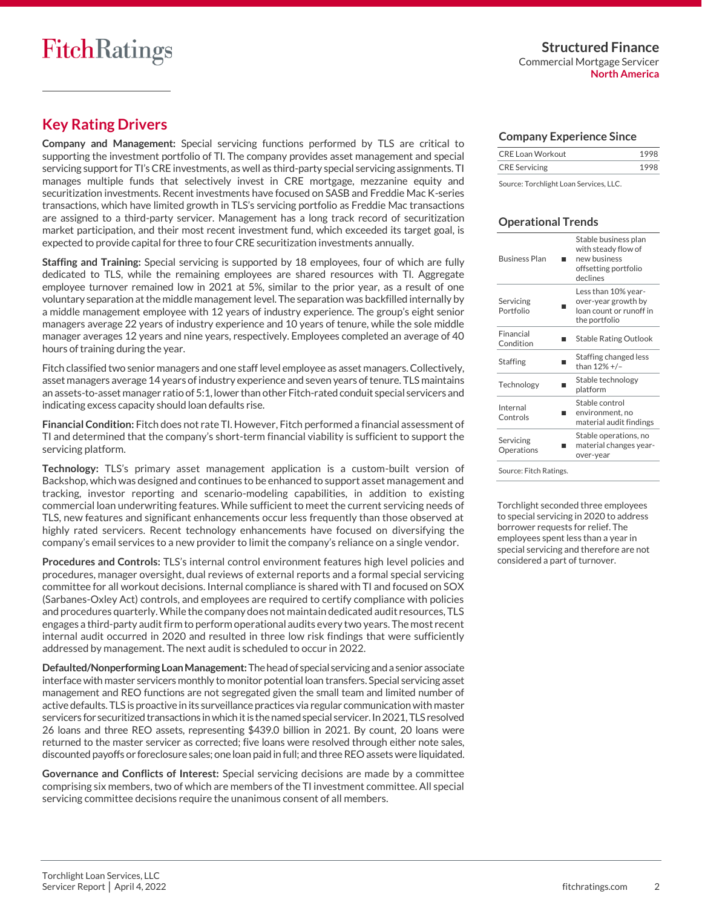## Key Rating Drivers

**Company and Management:** Special servicing functions performed by TLS are critical to supporting the investment portfolio of TI. The company provides asset management and special servicing support for TI's CRE investments, as well as third-party special servicing assignments. TI manages multiple funds that selectively invest in CRE mortgage, mezzanine equity and securitization investments. Recent investments have focused on SASB and Freddie Mac K-series transactions, which have limited growth in TLS's servicing portfolio as Freddie Mac transactions are assigned to a third-party servicer. Management has a long track record of securitization market participation, and their most recent investment fund, which exceeded its target goal, is expected to provide capital for three to four CRE securitization investments annually.

**Staffing and Training:** Special servicing is supported by 18 employees, four of which are fully dedicated to TLS, while the remaining employees are shared resources with TI. Aggregate employee turnover remained low in 2021 at 5%, similar to the prior year, as a result of one voluntary separation at the middle management level. The separation was backfilled internally by a middle management employee with 12 years of industry experience. The group's eight senior managers average 22 years of industry experience and 10 years of tenure, while the sole middle manager averages 12 years and nine years, respectively. Employees completed an average of 40 hours of training during the year.

Fitch classified two senior managers and one staff level employee as asset managers. Collectively, asset managers average 14 years of industry experience and seven years of tenure. TLS maintains an assets-to-asset manager ratio of 5:1, lower than other Fitch-rated conduit special servicers and indicating excess capacity should loan defaults rise.

**Financial Condition:** Fitch does not rate TI. However, Fitch performed a financial assessment of TI and determined that the company's short-term financial viability is sufficient to support the servicing platform.

**Technology:** TLS's primary asset management application is a custom-built version of Backshop, which was designed and continues to be enhanced to support asset management and tracking, investor reporting and scenario-modeling capabilities, in addition to existing commercial loan underwriting features. While sufficient to meet the current servicing needs of TLS, new features and significant enhancements occur less frequently than those observed at highly rated servicers. Recent technology enhancements have focused on diversifying the company's email services to a new provider to limit the company's reliance on a single vendor.

**Procedures and Controls:** TLS's internal control environment features high level policies and procedures, manager oversight, dual reviews of external reports and a formal special servicing committee for all workout decisions. Internal compliance is shared with TI and focused on SOX (Sarbanes-Oxley Act) controls, and employees are required to certify compliance with policies and procedures quarterly. While the company does not maintain dedicated audit resources, TLS engages a third-party audit firm to perform operational audits every two years. The most recent internal audit occurred in 2020 and resulted in three low risk findings that were sufficiently addressed by management. The next audit is scheduled to occur in 2022.

**Defaulted/Nonperforming Loan Management:** The head of special servicing and a senior associate interface with master servicers monthly to monitor potential loan transfers. Special servicing asset management and REO functions are not segregated given the small team and limited number of active defaults. TLS is proactive in its surveillance practices via regular communication with master servicers for securitized transactions in which it is the named special servicer. In 2021, TLS resolved 26 loans and three REO assets, representing $439.0 billion in 2021. By count, 20 loans were returned to the master servicer as corrected; five loans were resolved through either note sales, discounted payoffs or foreclosure sales; one loan paid in full; and three REO assets were liquidated.

**Governance and Conflicts of Interest:** Special servicing decisions are made by a committee comprising six members, two of which are members of the TI investment committee. All special servicing committee decisions require the unanimous consent of all members.

### Company Experience Since

| | |
|---|---|
| CRE Loan Workout | 1998 |
| CRE Servicing | 1998 |

Source: Torchlight Loan Services, LLC.

### Operational Trends

| | | |
|---|---|---|
| Business Plan | ■ | Stable business plan with steady flow of new business offsetting portfolio declines |
| Servicing Portfolio | ■ | Less than 10% year-over-year growth by loan count or runoff in the portfolio |
| Financial Condition | ■ | Stable Rating Outlook |
| Staffing | ■ | Staffing changed less than 12% +/− |
| Technology | ■ | Stable technology platform |
| Internal Controls | ■ | Stable control environment, no material audit findings |
| Servicing Operations | ■ | Stable operations, no material changes year-over-year |

Source: Fitch Ratings.

Torchlight seconded three employees to special servicing in 2020 to address borrower requests for relief. The employees spent less than a year in special servicing and therefore are not considered a part of turnover.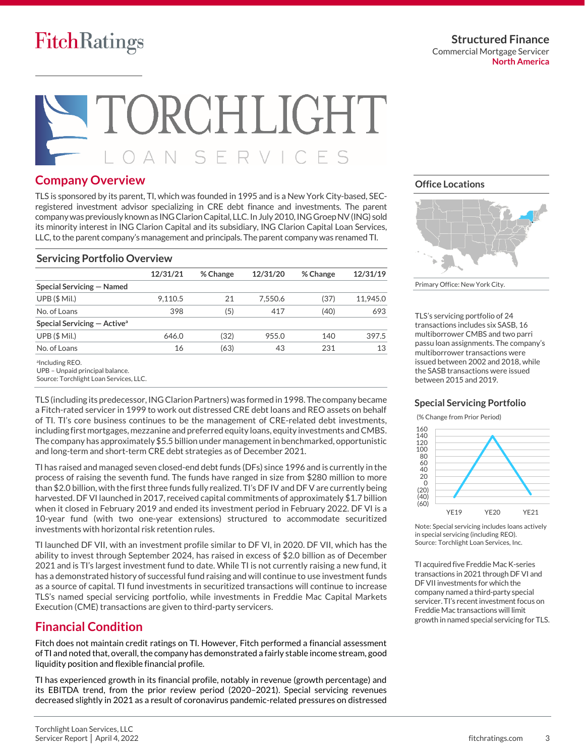# TORCHLIGHT LOAN SERVICES

## Company Overview

TLS is sponsored by its parent, TI, which was founded in 1995 and is a New York City-based, SEC-registered investment advisor specializing in CRE debt finance and investments. The parent company was previously known as ING Clarion Capital, LLC. In July 2010, ING Groep NV (ING) sold its minority interest in ING Clarion Capital and its subsidiary, ING Clarion Capital Loan Services, LLC, to the parent company's management and principals. The parent company was renamed TI.

### Servicing Portfolio Overview

| | 12/31/21 | % Change | 12/31/20 | % Change | 12/31/19 |
|---|---|---|---|---|---|
| **Special Servicing — Named** | | | | | |
| UPB ($ Mil.) | 9,110.5 | 21 | 7,550.6 | (37) | 11,945.0 |
| No. of Loans | 398 | (5) | 417 | (40) | 693 |
| **Special Servicing — Active[a]** | | | | | |
| UPB ($ Mil.) | 646.0 | (32) | 955.0 | 140 | 397.5 |
| No. of Loans | 16 | (63) | 43 | 231 | 13 |

[a]Including REO.
UPB – Unpaid principal balance.
Source: Torchlight Loan Services, LLC.

TLS (including its predecessor, ING Clarion Partners) was formed in 1998. The company became a Fitch-rated servicer in 1999 to work out distressed CRE debt loans and REO assets on behalf of TI. TI's core business continues to be the management of CRE-related debt investments, including first mortgages, mezzanine and preferred equity loans, equity investments and CMBS. The company has approximately $5.5 billion under management in benchmarked, opportunistic and long-term and short-term CRE debt strategies as of December 2021.

TI has raised and managed seven closed-end debt funds (DFs) since 1996 and is currently in the process of raising the seventh fund. The funds have ranged in size from $280 million to more than $2.0 billion, with the first three funds fully realized. TI's DF IV and DF V are currently being harvested. DF VI launched in 2017, received capital commitments of approximately $1.7 billion when it closed in February 2019 and ended its investment period in February 2022. DF VI is a 10-year fund (with two one-year extensions) structured to accommodate securitized investments with horizontal risk retention rules.

TI launched DF VII, with an investment profile similar to DF VI, in 2020. DF VII, which has the ability to invest through September 2024, has raised in excess of $2.0 billion as of December 2021 and is TI's largest investment fund to date. While TI is not currently raising a new fund, it has a demonstrated history of successful fund raising and will continue to use investment funds as a source of capital. TI fund investments in securitized transactions will continue to increase TLS's named special servicing portfolio, while investments in Freddie Mac Capital Markets Execution (CME) transactions are given to third-party servicers.

### Office Locations

Primary Office: New York City.

TLS's servicing portfolio of 24 transactions includes six SASB, 16 multiborrower CMBS and two parri passu loan assignments. The company's multiborrower transactions were issued between 2002 and 2018, while the SASB transactions were issued between 2015 and 2019.

### Special Servicing Portfolio

(% Change from Prior Period)

| | YE19 | YE20 | YE21 |
|---|---|---|---|

Note: Special servicing includes loans actively in special servicing (including REO).
Source: Torchlight Loan Services, Inc.

TI acquired five Freddie Mac K-series transactions in 2021 through DF VI and DF VII investments for which the company named a third-party special servicer. TI's recent investment focus on Freddie Mac transactions will limit growth in named special servicing for TLS.

## Financial Condition

Fitch does not maintain credit ratings on TI. However, Fitch performed a financial assessment of TI and noted that, overall, the company has demonstrated a fairly stable income stream, good liquidity position and flexible financial profile.

TI has experienced growth in its financial profile, notably in revenue (growth percentage) and its EBITDA trend, from the prior review period (2020–2021). Special servicing revenues decreased slightly in 2021 as a result of coronavirus pandemic-related pressures on distressed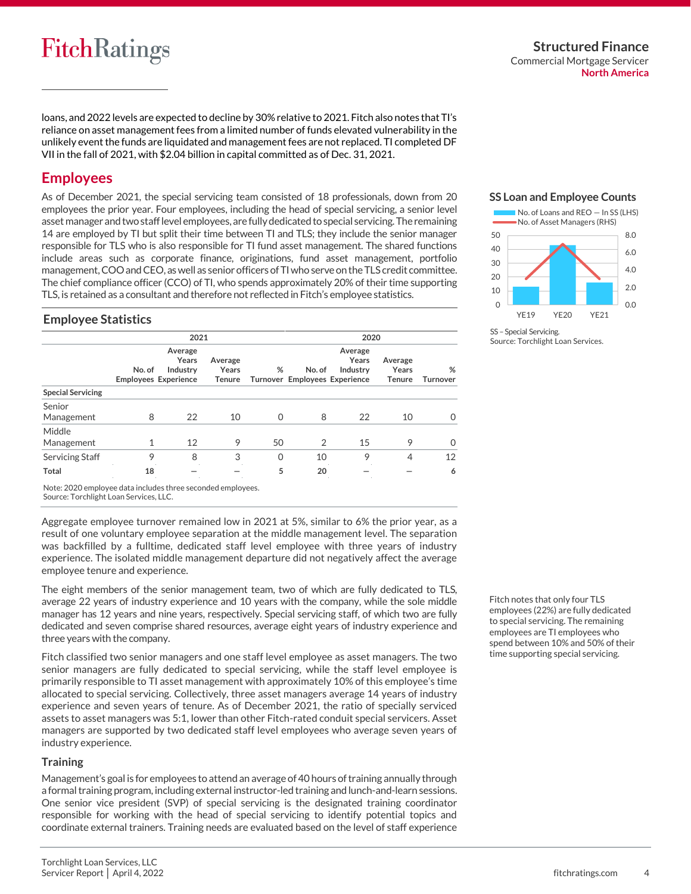loans, and 2022 levels are expected to decline by 30% relative to 2021. Fitch also notes that TI's reliance on asset management fees from a limited number of funds elevated vulnerability in the unlikely event the funds are liquidated and management fees are not replaced. TI completed DF VII in the fall of 2021, with $2.04 billion in capital committed as of Dec. 31, 2021.

## Employees

As of December 2021, the special servicing team consisted of 18 professionals, down from 20 employees the prior year. Four employees, including the head of special servicing, a senior level asset manager and two staff level employees, are fully dedicated to special servicing. The remaining 14 are employed by TI but split their time between TI and TLS; they include the senior manager responsible for TLS who is also responsible for TI fund asset management. The shared functions include areas such as corporate finance, originations, fund asset management, portfolio management, COO and CEO, as well as senior officers of TI who serve on the TLS credit committee. The chief compliance officer (CCO) of TI, who spends approximately 20% of their time supporting TLS, is retained as a consultant and therefore not reflected in Fitch's employee statistics.

### SS Loan and Employee Counts

| | YE19 | YE20 | YE21 |
|---|---|---|---|
| No. of Loans and REO — In SS (LHS) | | | |
| No. of Asset Managers (RHS) | | | |

SS – Special Servicing.
Source: Torchlight Loan Services.

### Employee Statistics

| | 2021 | | | | 2020 | | | |
|---|---|---|---|---|---|---|---|---|
| | No. of Employees | Average Years Industry Experience | Average Years Tenure | % Turnover | No. of Employees | Average Years Industry Experience | Average Years Tenure | % Turnover |
| **Special Servicing** | | | | | | | | |
| Senior Management | 8 | 22 | 10 | 0 | 8 | 22 | 10 | 0 |
| Middle Management | 1 | 12 | 9 | 50 | 2 | 15 | 9 | 0 |
| Servicing Staff | 9 | 8 | 3 | 0 | 10 | 9 | 4 | 12 |
| **Total** | **18** | — | — | **5** | **20** | — | — | **6** |

Note: 2020 employee data includes three seconded employees.
Source: Torchlight Loan Services, LLC.

Aggregate employee turnover remained low in 2021 at 5%, similar to 6% the prior year, as a result of one voluntary employee separation at the middle management level. The separation was backfilled by a fulltime, dedicated staff level employee with three years of industry experience. The isolated middle management departure did not negatively affect the average employee tenure and experience.

The eight members of the senior management team, two of which are fully dedicated to TLS, average 22 years of industry experience and 10 years with the company, while the sole middle manager has 12 years and nine years, respectively. Special servicing staff, of which two are fully dedicated and seven comprise shared resources, average eight years of industry experience and three years with the company.

Fitch notes that only four TLS employees (22%) are fully dedicated to special servicing. The remaining employees are TI employees who spend between 10% and 50% of their time supporting special servicing.

Fitch classified two senior managers and one staff level employee as asset managers. The two senior managers are fully dedicated to special servicing, while the staff level employee is primarily responsible to TI asset management with approximately 10% of this employee's time allocated to special servicing. Collectively, three asset managers average 14 years of industry experience and seven years of tenure. As of December 2021, the ratio of specially serviced assets to asset managers was 5:1, lower than other Fitch-rated conduit special servicers. Asset managers are supported by two dedicated staff level employees who average seven years of industry experience.

### Training

Management's goal is for employees to attend an average of 40 hours of training annually through a formal training program, including external instructor-led training and lunch-and-learn sessions. One senior vice president (SVP) of special servicing is the designated training coordinator responsible for working with the head of special servicing to identify potential topics and coordinate external trainers. Training needs are evaluated based on the level of staff experience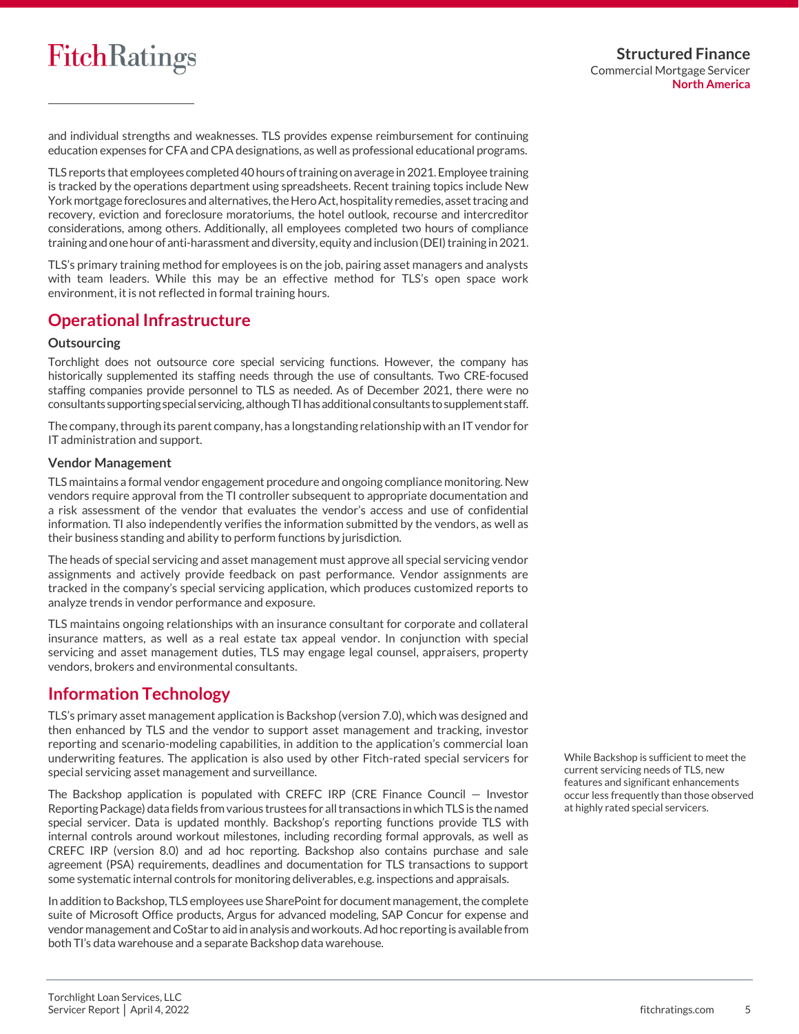and individual strengths and weaknesses. TLS provides expense reimbursement for continuing education expenses for CFA and CPA designations, as well as professional educational programs.

TLS reports that employees completed 40 hours of training on average in 2021. Employee training is tracked by the operations department using spreadsheets. Recent training topics include New York mortgage foreclosures and alternatives, the Hero Act, hospitality remedies, asset tracing and recovery, eviction and foreclosure moratoriums, the hotel outlook, recourse and intercreditor considerations, among others. Additionally, all employees completed two hours of compliance training and one hour of anti-harassment and diversity, equity and inclusion (DEI) training in 2021.

TLS's primary training method for employees is on the job, pairing asset managers and analysts with team leaders. While this may be an effective method for TLS's open space work environment, it is not reflected in formal training hours.

## Operational Infrastructure

### Outsourcing

Torchlight does not outsource core special servicing functions. However, the company has historically supplemented its staffing needs through the use of consultants. Two CRE-focused staffing companies provide personnel to TLS as needed. As of December 2021, there were no consultants supporting special servicing, although TI has additional consultants to supplement staff.

The company, through its parent company, has a longstanding relationship with an IT vendor for IT administration and support.

### Vendor Management

TLS maintains a formal vendor engagement procedure and ongoing compliance monitoring. New vendors require approval from the TI controller subsequent to appropriate documentation and a risk assessment of the vendor that evaluates the vendor's access and use of confidential information. TI also independently verifies the information submitted by the vendors, as well as their business standing and ability to perform functions by jurisdiction.

The heads of special servicing and asset management must approve all special servicing vendor assignments and actively provide feedback on past performance. Vendor assignments are tracked in the company's special servicing application, which produces customized reports to analyze trends in vendor performance and exposure.

TLS maintains ongoing relationships with an insurance consultant for corporate and collateral insurance matters, as well as a real estate tax appeal vendor. In conjunction with special servicing and asset management duties, TLS may engage legal counsel, appraisers, property vendors, brokers and environmental consultants.

## Information Technology

TLS's primary asset management application is Backshop (version 7.0), which was designed and then enhanced by TLS and the vendor to support asset management and tracking, investor reporting and scenario-modeling capabilities, in addition to the application's commercial loan underwriting features. The application is also used by other Fitch-rated special servicers for special servicing asset management and surveillance.

While Backshop is sufficient to meet the current servicing needs of TLS, new features and significant enhancements occur less frequently than those observed at highly rated special servicers.

The Backshop application is populated with CREFC IRP (CRE Finance Council — Investor Reporting Package) data fields from various trustees for all transactions in which TLS is the named special servicer. Data is updated monthly. Backshop's reporting functions provide TLS with internal controls around workout milestones, including recording formal approvals, as well as CREFC IRP (version 8.0) and ad hoc reporting. Backshop also contains purchase and sale agreement (PSA) requirements, deadlines and documentation for TLS transactions to support some systematic internal controls for monitoring deliverables, e.g. inspections and appraisals.

In addition to Backshop, TLS employees use SharePoint for document management, the complete suite of Microsoft Office products, Argus for advanced modeling, SAP Concur for expense and vendor management and CoStar to aid in analysis and workouts. Ad hoc reporting is available from both TI's data warehouse and a separate Backshop data warehouse.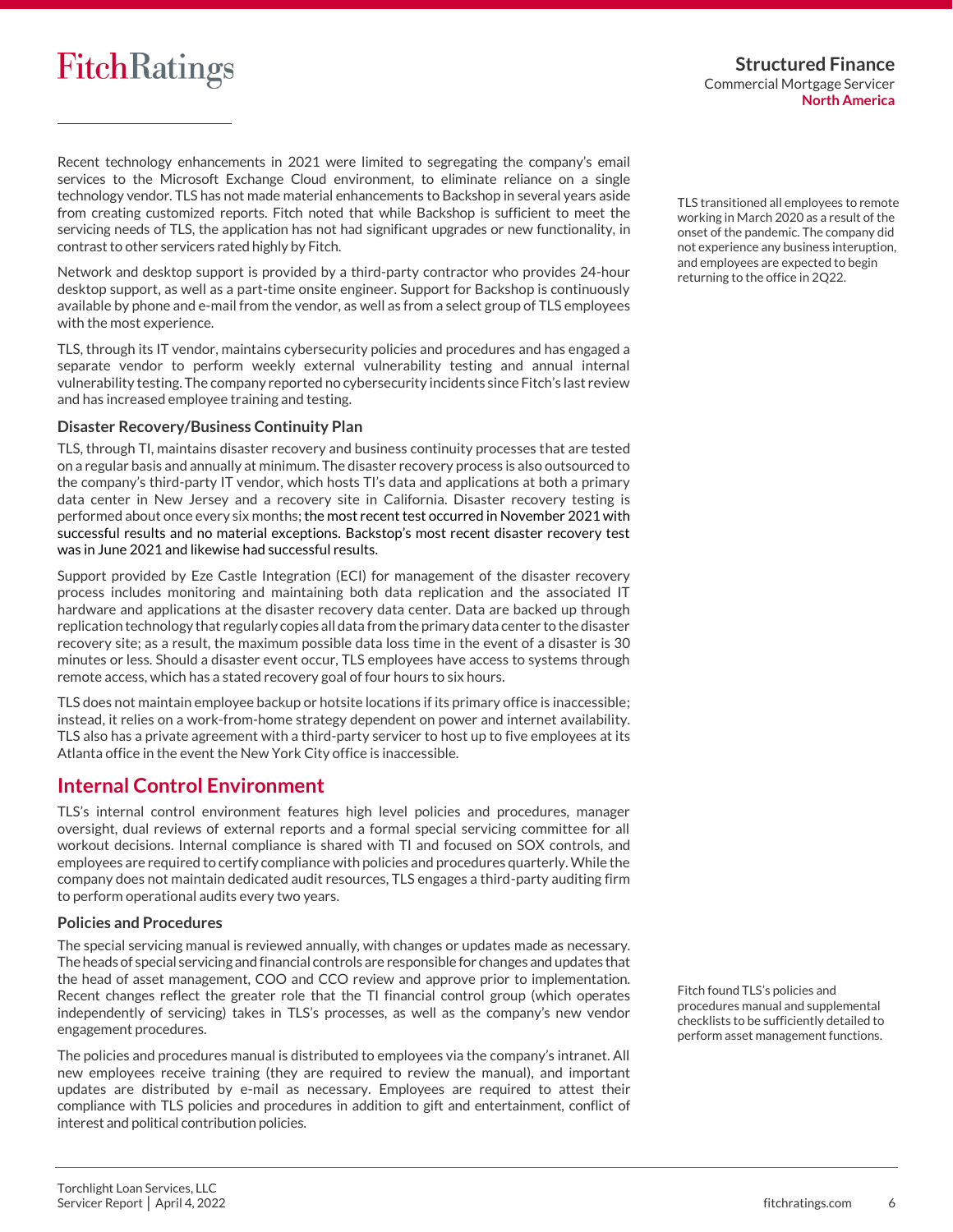Recent technology enhancements in 2021 were limited to segregating the company's email services to the Microsoft Exchange Cloud environment, to eliminate reliance on a single technology vendor. TLS has not made material enhancements to Backshop in several years aside from creating customized reports. Fitch noted that while Backshop is sufficient to meet the servicing needs of TLS, the application has not had significant upgrades or new functionality, in contrast to other servicers rated highly by Fitch.

TLS transitioned all employees to remote working in March 2020 as a result of the onset of the pandemic. The company did not experience any business interuption, and employees are expected to begin returning to the office in 2Q22.

Network and desktop support is provided by a third-party contractor who provides 24-hour desktop support, as well as a part-time onsite engineer. Support for Backshop is continuously available by phone and e-mail from the vendor, as well as from a select group of TLS employees with the most experience.

TLS, through its IT vendor, maintains cybersecurity policies and procedures and has engaged a separate vendor to perform weekly external vulnerability testing and annual internal vulnerability testing. The company reported no cybersecurity incidents since Fitch's last review and has increased employee training and testing.

### Disaster Recovery/Business Continuity Plan

TLS, through TI, maintains disaster recovery and business continuity processes that are tested on a regular basis and annually at minimum. The disaster recovery process is also outsourced to the company's third-party IT vendor, which hosts TI's data and applications at both a primary data center in New Jersey and a recovery site in California. Disaster recovery testing is performed about once every six months; the most recent test occurred in November 2021 with successful results and no material exceptions. Backstop's most recent disaster recovery test was in June 2021 and likewise had successful results.

Support provided by Eze Castle Integration (ECI) for management of the disaster recovery process includes monitoring and maintaining both data replication and the associated IT hardware and applications at the disaster recovery data center. Data are backed up through replication technology that regularly copies all data from the primary data center to the disaster recovery site; as a result, the maximum possible data loss time in the event of a disaster is 30 minutes or less. Should a disaster event occur, TLS employees have access to systems through remote access, which has a stated recovery goal of four hours to six hours.

TLS does not maintain employee backup or hotsite locations if its primary office is inaccessible; instead, it relies on a work-from-home strategy dependent on power and internet availability. TLS also has a private agreement with a third-party servicer to host up to five employees at its Atlanta office in the event the New York City office is inaccessible.

## Internal Control Environment

TLS's internal control environment features high level policies and procedures, manager oversight, dual reviews of external reports and a formal special servicing committee for all workout decisions. Internal compliance is shared with TI and focused on SOX controls, and employees are required to certify compliance with policies and procedures quarterly. While the company does not maintain dedicated audit resources, TLS engages a third-party auditing firm to perform operational audits every two years.

### Policies and Procedures

The special servicing manual is reviewed annually, with changes or updates made as necessary. The heads of special servicing and financial controls are responsible for changes and updates that the head of asset management, COO and CCO review and approve prior to implementation. Recent changes reflect the greater role that the TI financial control group (which operates independently of servicing) takes in TLS's processes, as well as the company's new vendor engagement procedures.

Fitch found TLS's policies and procedures manual and supplemental checklists to be sufficiently detailed to perform asset management functions.

The policies and procedures manual is distributed to employees via the company's intranet. All new employees receive training (they are required to review the manual), and important updates are distributed by e-mail as necessary. Employees are required to attest their compliance with TLS policies and procedures in addition to gift and entertainment, conflict of interest and political contribution policies.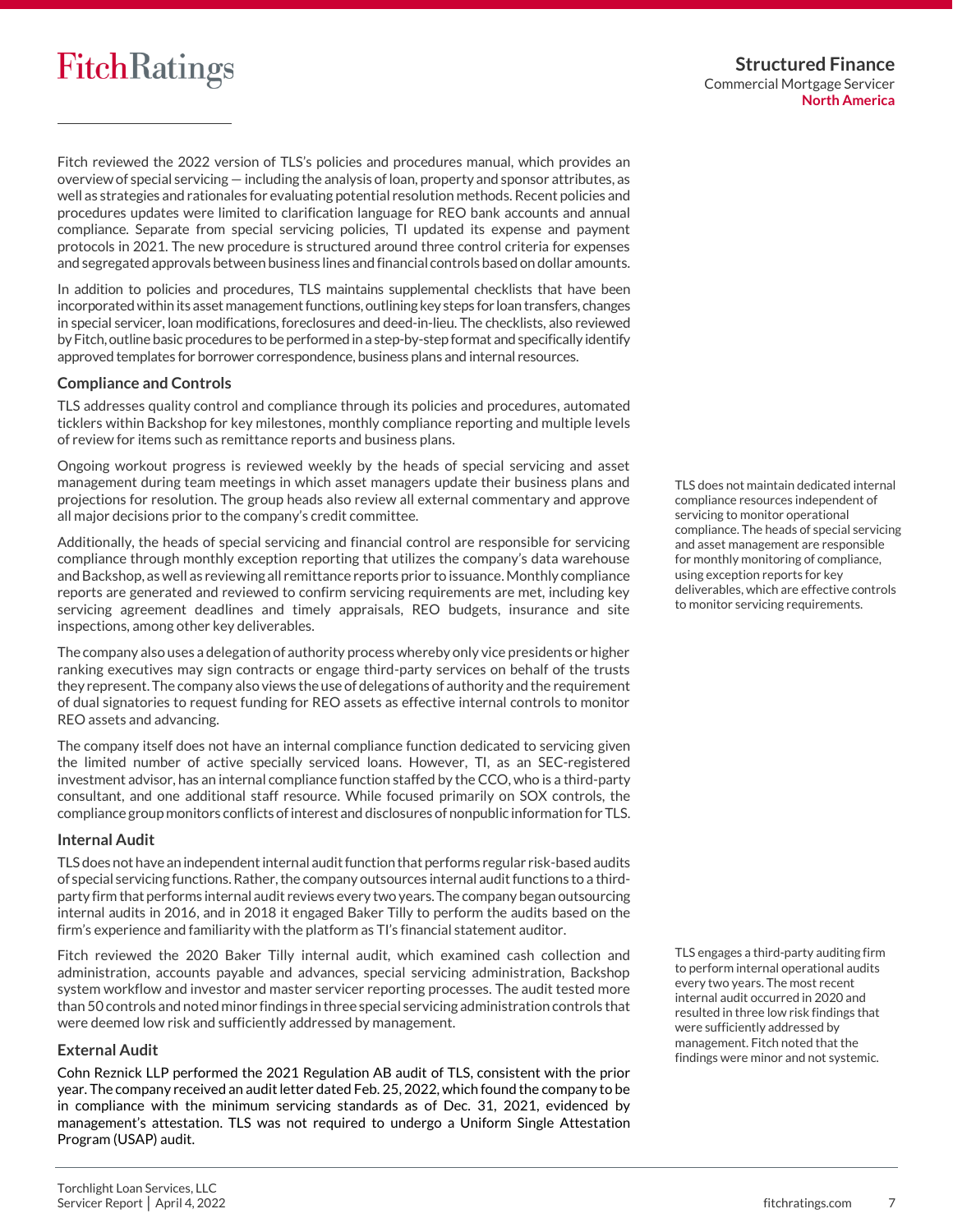Fitch reviewed the 2022 version of TLS's policies and procedures manual, which provides an overview of special servicing — including the analysis of loan, property and sponsor attributes, as well as strategies and rationales for evaluating potential resolution methods. Recent policies and procedures updates were limited to clarification language for REO bank accounts and annual compliance. Separate from special servicing policies, TI updated its expense and payment protocols in 2021. The new procedure is structured around three control criteria for expenses and segregated approvals between business lines and financial controls based on dollar amounts.

In addition to policies and procedures, TLS maintains supplemental checklists that have been incorporated within its asset management functions, outlining key steps for loan transfers, changes in special servicer, loan modifications, foreclosures and deed-in-lieu. The checklists, also reviewed by Fitch, outline basic procedures to be performed in a step-by-step format and specifically identify approved templates for borrower correspondence, business plans and internal resources.

### Compliance and Controls

TLS addresses quality control and compliance through its policies and procedures, automated ticklers within Backshop for key milestones, monthly compliance reporting and multiple levels of review for items such as remittance reports and business plans.

Ongoing workout progress is reviewed weekly by the heads of special servicing and asset management during team meetings in which asset managers update their business plans and projections for resolution. The group heads also review all external commentary and approve all major decisions prior to the company's credit committee.

Additionally, the heads of special servicing and financial control are responsible for servicing compliance through monthly exception reporting that utilizes the company's data warehouse and Backshop, as well as reviewing all remittance reports prior to issuance. Monthly compliance reports are generated and reviewed to confirm servicing requirements are met, including key servicing agreement deadlines and timely appraisals, REO budgets, insurance and site inspections, among other key deliverables.

TLS does not maintain dedicated internal compliance resources independent of servicing to monitor operational compliance. The heads of special servicing and asset management are responsible for monthly monitoring of compliance, using exception reports for key deliverables, which are effective controls to monitor servicing requirements.

The company also uses a delegation of authority process whereby only vice presidents or higher ranking executives may sign contracts or engage third-party services on behalf of the trusts they represent. The company also views the use of delegations of authority and the requirement of dual signatories to request funding for REO assets as effective internal controls to monitor REO assets and advancing.

The company itself does not have an internal compliance function dedicated to servicing given the limited number of active specially serviced loans. However, TI, as an SEC-registered investment advisor, has an internal compliance function staffed by the CCO, who is a third-party consultant, and one additional staff resource. While focused primarily on SOX controls, the compliance group monitors conflicts of interest and disclosures of nonpublic information for TLS.

### Internal Audit

TLS does not have an independent internal audit function that performs regular risk-based audits of special servicing functions. Rather, the company outsources internal audit functions to a third-party firm that performs internal audit reviews every two years. The company began outsourcing internal audits in 2016, and in 2018 it engaged Baker Tilly to perform the audits based on the firm's experience and familiarity with the platform as TI's financial statement auditor.

Fitch reviewed the 2020 Baker Tilly internal audit, which examined cash collection and administration, accounts payable and advances, special servicing administration, Backshop system workflow and investor and master servicer reporting processes. The audit tested more than 50 controls and noted minor findings in three special servicing administration controls that were deemed low risk and sufficiently addressed by management.

TLS engages a third-party auditing firm to perform internal operational audits every two years. The most recent internal audit occurred in 2020 and resulted in three low risk findings that were sufficiently addressed by management. Fitch noted that the findings were minor and not systemic.

### External Audit

Cohn Reznick LLP performed the 2021 Regulation AB audit of TLS, consistent with the prior year. The company received an audit letter dated Feb. 25, 2022, which found the company to be in compliance with the minimum servicing standards as of Dec. 31, 2021, evidenced by management's attestation. TLS was not required to undergo a Uniform Single Attestation Program (USAP) audit.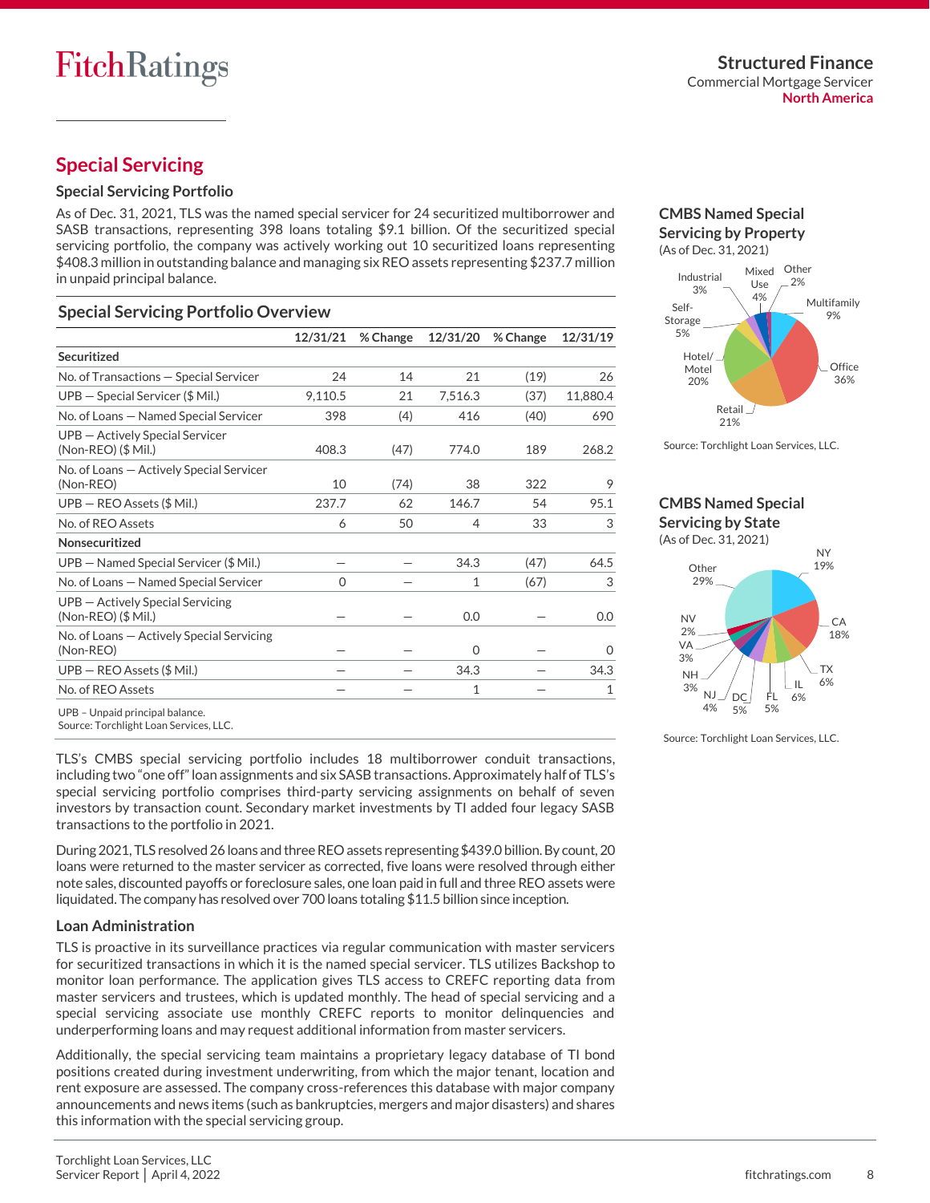## Special Servicing

### Special Servicing Portfolio

As of Dec. 31, 2021, TLS was the named special servicer for 24 securitized multiborrower and SASB transactions, representing 398 loans totaling $9.1 billion. Of the securitized special servicing portfolio, the company was actively working out 10 securitized loans representing $408.3 million in outstanding balance and managing six REO assets representing $237.7 million in unpaid principal balance.

### Special Servicing Portfolio Overview

| | 12/31/21 | % Change | 12/31/20 | % Change | 12/31/19 |
|---|---|---|---|---|---|
| **Securitized** | | | | | |
| No. of Transactions — Special Servicer | 24 | 14 | 21 | (19) | 26 |
| UPB — Special Servicer ($ Mil.) | 9,110.5 | 21 | 7,516.3 | (37) | 11,880.4 |
| No. of Loans — Named Special Servicer | 398 | (4) | 416 | (40) | 690 |
| UPB — Actively Special Servicer (Non-REO) ($ Mil.) | 408.3 | (47) | 774.0 | 189 | 268.2 |
| No. of Loans — Actively Special Servicer (Non-REO) | 10 | (74) | 38 | 322 | 9 |
| UPB — REO Assets ($ Mil.) | 237.7 | 62 | 146.7 | 54 | 95.1 |
| No. of REO Assets | 6 | 50 | 4 | 33 | 3 |
| **Nonsecuritized** | | | | | |
| UPB — Named Special Servicer ($ Mil.) | — | — | 34.3 | (47) | 64.5 |
| No. of Loans — Named Special Servicer | 0 | — | 1 | (67) | 3 |
| UPB — Actively Special Servicing (Non-REO) ($ Mil.) | — | — | 0.0 | — | 0.0 |
| No. of Loans — Actively Special Servicing (Non-REO) | — | — | 0 | — | 0 |
| UPB — REO Assets ($ Mil.) | — | — | 34.3 | — | 34.3 |
| No. of REO Assets | — | — | 1 | — | 1 |

UPB – Unpaid principal balance.
Source: Torchlight Loan Services, LLC.

TLS's CMBS special servicing portfolio includes 18 multiborrower conduit transactions, including two "one off" loan assignments and six SASB transactions. Approximately half of TLS's special servicing portfolio comprises third-party servicing assignments on behalf of seven investors by transaction count. Secondary market investments by TI added four legacy SASB transactions to the portfolio in 2021.

During 2021, TLS resolved 26 loans and three REO assets representing $439.0 billion. By count, 20 loans were returned to the master servicer as corrected, five loans were resolved through either note sales, discounted payoffs or foreclosure sales, one loan paid in full and three REO assets were liquidated. The company has resolved over 700 loans totaling $11.5 billion since inception.

### Loan Administration

TLS is proactive in its surveillance practices via regular communication with master servicers for securitized transactions in which it is the named special servicer. TLS utilizes Backshop to monitor loan performance. The application gives TLS access to CREFC reporting data from master servicers and trustees, which is updated monthly. The head of special servicing and a special servicing associate use monthly CREFC reports to monitor delinquencies and underperforming loans and may request additional information from master servicers.

Additionally, the special servicing team maintains a proprietary legacy database of TI bond positions created during investment underwriting, from which the major tenant, location and rent exposure are assessed. The company cross-references this database with major company announcements and news items (such as bankruptcies, mergers and major disasters) and shares this information with the special servicing group.

**CMBS Named Special Servicing by Property**
(As of Dec. 31, 2021)

Office 36%; Retail 21%; Hotel/Motel 20%; Multifamily 9%; Self-Storage 5%; Mixed Use 4%; Industrial 3%; Other 2%

Source: Torchlight Loan Services, LLC.

**CMBS Named Special Servicing by State**
(As of Dec. 31, 2021)

NY 19%; CA 18%; TX 6%; IL 6%; FL 5%; DC 5%; NJ 4%; NH 3%; VA 3%; NV 2%; Other 29%

Source: Torchlight Loan Services, LLC.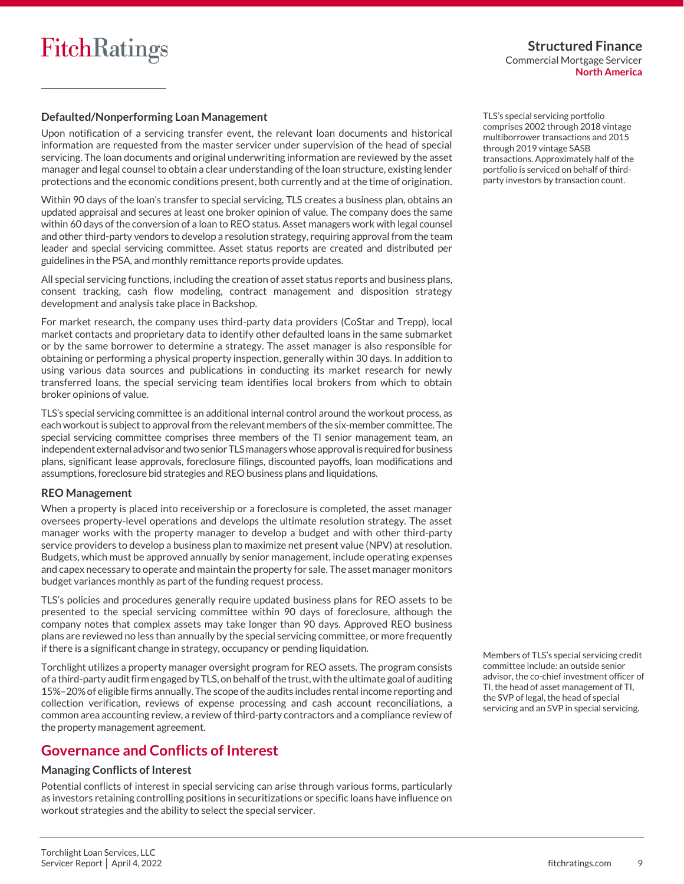### Defaulted/Nonperforming Loan Management

Upon notification of a servicing transfer event, the relevant loan documents and historical information are requested from the master servicer under supervision of the head of special servicing. The loan documents and original underwriting information are reviewed by the asset manager and legal counsel to obtain a clear understanding of the loan structure, existing lender protections and the economic conditions present, both currently and at the time of origination.

Within 90 days of the loan's transfer to special servicing, TLS creates a business plan, obtains an updated appraisal and secures at least one broker opinion of value. The company does the same within 60 days of the conversion of a loan to REO status. Asset managers work with legal counsel and other third-party vendors to develop a resolution strategy, requiring approval from the team leader and special servicing committee. Asset status reports are created and distributed per guidelines in the PSA, and monthly remittance reports provide updates.

All special servicing functions, including the creation of asset status reports and business plans, consent tracking, cash flow modeling, contract management and disposition strategy development and analysis take place in Backshop.

For market research, the company uses third-party data providers (CoStar and Trepp), local market contacts and proprietary data to identify other defaulted loans in the same submarket or by the same borrower to determine a strategy. The asset manager is also responsible for obtaining or performing a physical property inspection, generally within 30 days. In addition to using various data sources and publications in conducting its market research for newly transferred loans, the special servicing team identifies local brokers from which to obtain broker opinions of value.

TLS's special servicing committee is an additional internal control around the workout process, as each workout is subject to approval from the relevant members of the six-member committee. The special servicing committee comprises three members of the TI senior management team, an independent external advisor and two senior TLS managers whose approval is required for business plans, significant lease approvals, foreclosure filings, discounted payoffs, loan modifications and assumptions, foreclosure bid strategies and REO business plans and liquidations.

TLS's special servicing portfolio comprises 2002 through 2018 vintage multiborrower transactions and 2015 through 2019 vintage SASB transactions. Approximately half of the portfolio is serviced on behalf of third-party investors by transaction count.

### REO Management

When a property is placed into receivership or a foreclosure is completed, the asset manager oversees property-level operations and develops the ultimate resolution strategy. The asset manager works with the property manager to develop a budget and with other third-party service providers to develop a business plan to maximize net present value (NPV) at resolution. Budgets, which must be approved annually by senior management, include operating expenses and capex necessary to operate and maintain the property for sale. The asset manager monitors budget variances monthly as part of the funding request process.

TLS's policies and procedures generally require updated business plans for REO assets to be presented to the special servicing committee within 90 days of foreclosure, although the company notes that complex assets may take longer than 90 days. Approved REO business plans are reviewed no less than annually by the special servicing committee, or more frequently if there is a significant change in strategy, occupancy or pending liquidation.

Torchlight utilizes a property manager oversight program for REO assets. The program consists of a third-party audit firm engaged by TLS, on behalf of the trust, with the ultimate goal of auditing 15%–20% of eligible firms annually. The scope of the audits includes rental income reporting and collection verification, reviews of expense processing and cash account reconciliations, a common area accounting review, a review of third-party contractors and a compliance review of the property management agreement.

Members of TLS's special servicing credit committee include: an outside senior advisor, the co-chief investment officer of TI, the head of asset management of TI, the SVP of legal, the head of special servicing and an SVP in special servicing.

## Governance and Conflicts of Interest

### Managing Conflicts of Interest

Potential conflicts of interest in special servicing can arise through various forms, particularly as investors retaining controlling positions in securitizations or specific loans have influence on workout strategies and the ability to select the special servicer.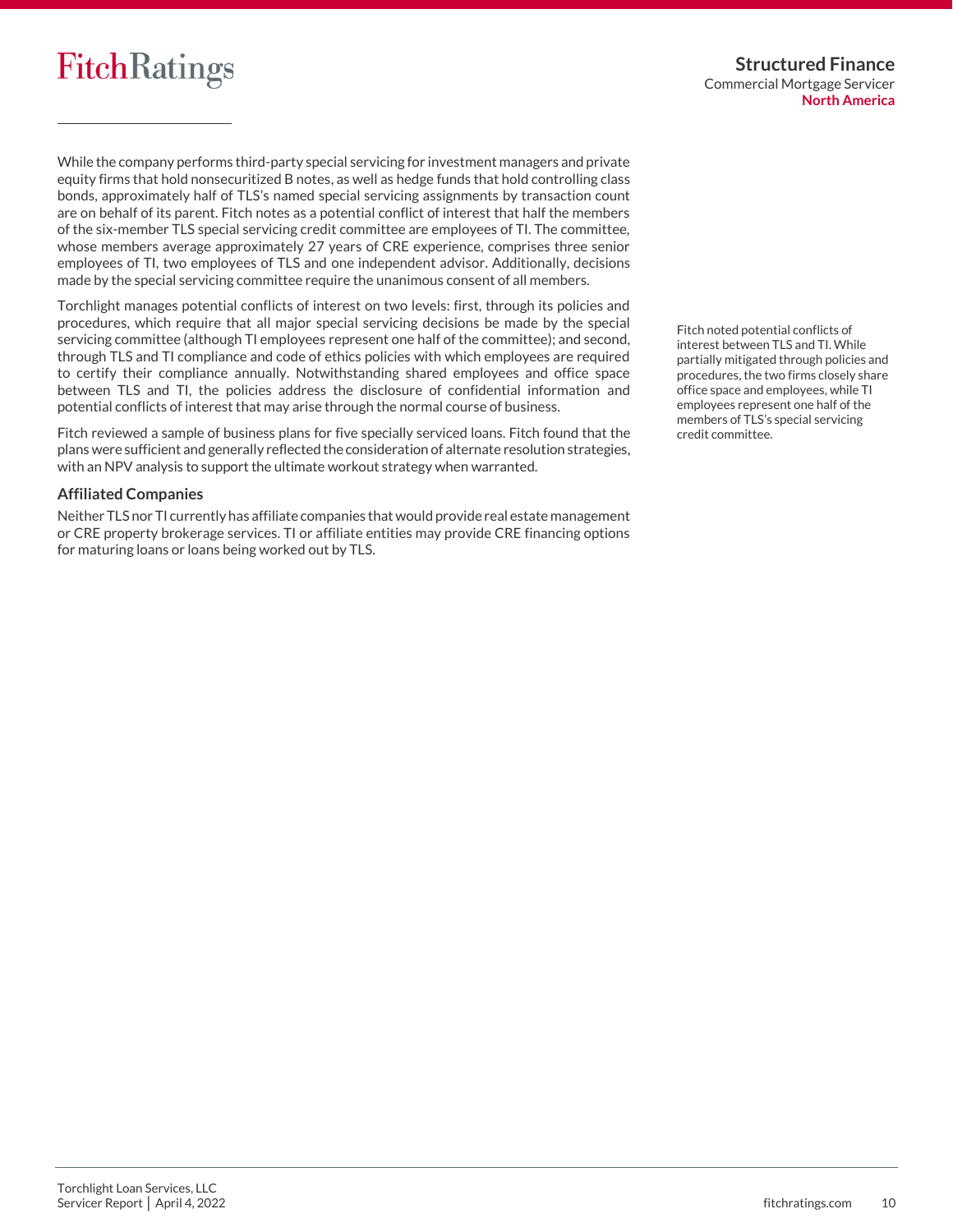While the company performs third-party special servicing for investment managers and private equity firms that hold nonsecuritized B notes, as well as hedge funds that hold controlling class bonds, approximately half of TLS's named special servicing assignments by transaction count are on behalf of its parent. Fitch notes as a potential conflict of interest that half the members of the six-member TLS special servicing credit committee are employees of TI. The committee, whose members average approximately 27 years of CRE experience, comprises three senior employees of TI, two employees of TLS and one independent advisor. Additionally, decisions made by the special servicing committee require the unanimous consent of all members.

Torchlight manages potential conflicts of interest on two levels: first, through its policies and procedures, which require that all major special servicing decisions be made by the special servicing committee (although TI employees represent one half of the committee); and second, through TLS and TI compliance and code of ethics policies with which employees are required to certify their compliance annually. Notwithstanding shared employees and office space between TLS and TI, the policies address the disclosure of confidential information and potential conflicts of interest that may arise through the normal course of business.

Fitch noted potential conflicts of interest between TLS and TI. While partially mitigated through policies and procedures, the two firms closely share office space and employees, while TI employees represent one half of the members of TLS's special servicing credit committee.

Fitch reviewed a sample of business plans for five specially serviced loans. Fitch found that the plans were sufficient and generally reflected the consideration of alternate resolution strategies, with an NPV analysis to support the ultimate workout strategy when warranted.

### Affiliated Companies

Neither TLS nor TI currently has affiliate companies that would provide real estate management or CRE property brokerage services. TI or affiliate entities may provide CRE financing options for maturing loans or loans being worked out by TLS.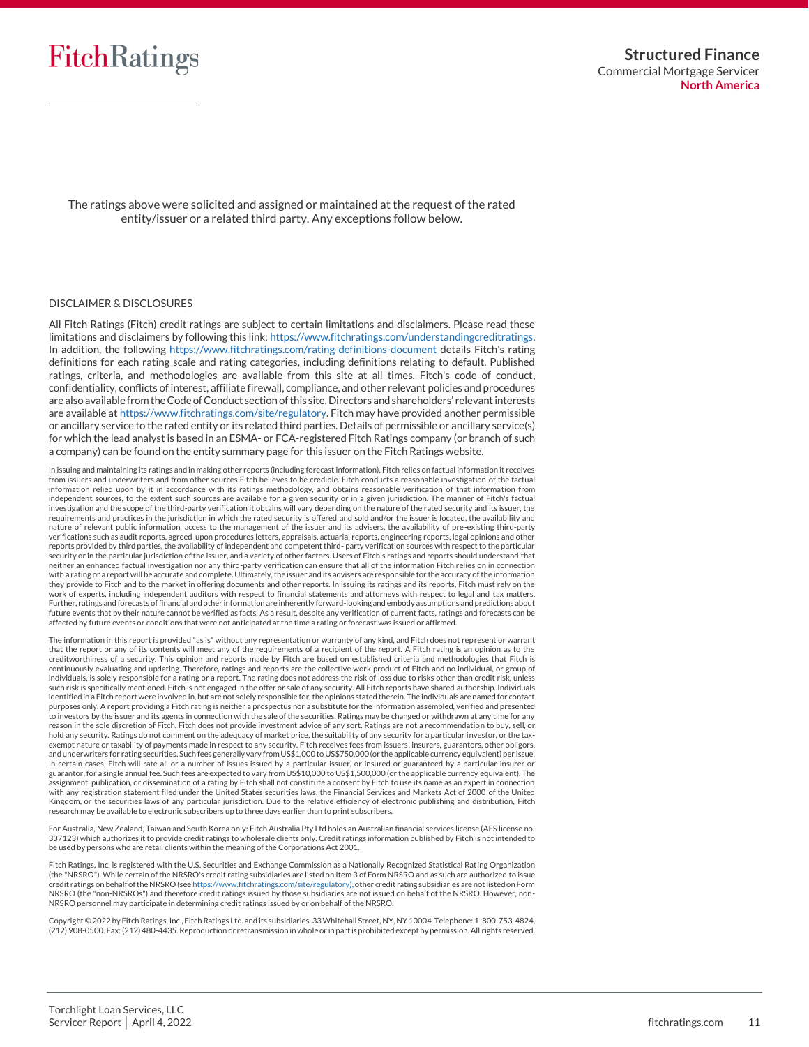The ratings above were solicited and assigned or maintained at the request of the rated entity/issuer or a related third party. Any exceptions follow below.

DISCLAIMER & DISCLOSURES

All Fitch Ratings (Fitch) credit ratings are subject to certain limitations and disclaimers. Please read these limitations and disclaimers by following this link: https://www.fitchratings.com/understandingcreditratings. In addition, the following https://www.fitchratings.com/rating-definitions-document details Fitch's rating definitions for each rating scale and rating categories, including definitions relating to default. Published ratings, criteria, and methodologies are available from this site at all times. Fitch's code of conduct, confidentiality, conflicts of interest, affiliate firewall, compliance, and other relevant policies and procedures are also available from the Code of Conduct section of this site. Directors and shareholders' relevant interests are available at https://www.fitchratings.com/site/regulatory. Fitch may have provided another permissible or ancillary service to the rated entity or its related third parties. Details of permissible or ancillary service(s) for which the lead analyst is based in an ESMA- or FCA-registered Fitch Ratings company (or branch of such a company) can be found on the entity summary page for this issuer on the Fitch Ratings website.

In issuing and maintaining its ratings and in making other reports (including forecast information), Fitch relies on factual information it receives from issuers and underwriters and from other sources Fitch believes to be credible. Fitch conducts a reasonable investigation of the factual information relied upon by it in accordance with its ratings methodology, and obtains reasonable verification of that information from independent sources, to the extent such sources are available for a given security or in a given jurisdiction. The manner of Fitch's factual investigation and the scope of the third-party verification it obtains will vary depending on the nature of the rated security and its issuer, the requirements and practices in the jurisdiction in which the rated security is offered and sold and/or the issuer is located, the availability and nature of relevant public information, access to the management of the issuer and its advisers, the availability of pre-existing third-party verifications such as audit reports, agreed-upon procedures letters, appraisals, actuarial reports, engineering reports, legal opinions and other reports provided by third parties, the availability of independent and competent third- party verification sources with respect to the particular security or in the particular jurisdiction of the issuer, and a variety of other factors. Users of Fitch's ratings and reports should understand that neither an enhanced factual investigation nor any third-party verification can ensure that all of the information Fitch relies on in connection with a rating or a report will be accurate and complete. Ultimately, the issuer and its advisers are responsible for the accuracy of the information they provide to Fitch and to the market in offering documents and other reports. In issuing its ratings and its reports, Fitch must rely on the work of experts, including independent auditors with respect to financial statements and attorneys with respect to legal and tax matters. Further, ratings and forecasts of financial and other information are inherently forward-looking and embody assumptions and predictions about future events that by their nature cannot be verified as facts. As a result, despite any verification of current facts, ratings and forecasts can be affected by future events or conditions that were not anticipated at the time a rating or forecast was issued or affirmed.

The information in this report is provided "as is" without any representation or warranty of any kind, and Fitch does not represent or warrant that the report or any of its contents will meet any of the requirements of a recipient of the report. A Fitch rating is an opinion as to the creditworthiness of a security. This opinion and reports made by Fitch are based on established criteria and methodologies that Fitch is continuously evaluating and updating. Therefore, ratings and reports are the collective work product of Fitch and no individual, or group of individuals, is solely responsible for a rating or a report. The rating does not address the risk of loss due to risks other than credit risk, unless such risk is specifically mentioned. Fitch is not engaged in the offer or sale of any security. All Fitch reports have shared authorship. Individuals identified in a Fitch report were involved in, but are not solely responsible for, the opinions stated therein. The individuals are named for contact purposes only. A report providing a Fitch rating is neither a prospectus nor a substitute for the information assembled, verified and presented to investors by the issuer and its agents in connection with the sale of the securities. Ratings may be changed or withdrawn at any time for any reason in the sole discretion of Fitch. Fitch does not provide investment advice of any sort. Ratings are not a recommendation to buy, sell, or hold any security. Ratings do not comment on the adequacy of market price, the suitability of any security for a particular investor, or the tax-exempt nature or taxability of payments made in respect to any security. Fitch receives fees from issuers, insurers, guarantors, other obligors, and underwriters for rating securities. Such fees generally vary from US$1,000 to US$750,000 (or the applicable currency equivalent) per issue. In certain cases, Fitch will rate all or a number of issues issued by a particular issuer, or insured or guaranteed by a particular insurer or guarantor, for a single annual fee. Such fees are expected to vary from US$10,000 to US$1,500,000 (or the applicable currency equivalent). The assignment, publication, or dissemination of a rating by Fitch shall not constitute a consent by Fitch to use its name as an expert in connection with any registration statement filed under the United States securities laws, the Financial Services and Markets Act of 2000 of the United Kingdom, or the securities laws of any particular jurisdiction. Due to the relative efficiency of electronic publishing and distribution, Fitch research may be available to electronic subscribers up to three days earlier than to print subscribers.

For Australia, New Zealand, Taiwan and South Korea only: Fitch Australia Pty Ltd holds an Australian financial services license (AFS license no. 337123) which authorizes it to provide credit ratings to wholesale clients only. Credit ratings information published by Fitch is not intended to be used by persons who are retail clients within the meaning of the Corporations Act 2001.

Fitch Ratings, Inc. is registered with the U.S. Securities and Exchange Commission as a Nationally Recognized Statistical Rating Organization (the "NRSRO"). While certain of the NRSRO's credit rating subsidiaries are listed on Item 3 of Form NRSRO and as such are authorized to issue credit ratings on behalf of the NRSRO (see https://www.fitchratings.com/site/regulatory), other credit rating subsidiaries are not listed on Form NRSRO (the "non-NRSROs") and therefore credit ratings issued by those subsidiaries are not issued on behalf of the NRSRO. However, non-NRSRO personnel may participate in determining credit ratings issued by or on behalf of the NRSRO.

Copyright © 2022 by Fitch Ratings, Inc., Fitch Ratings Ltd. and its subsidiaries. 33 Whitehall Street, NY, NY 10004. Telephone: 1-800-753-4824, (212) 908-0500. Fax: (212) 480-4435. Reproduction or retransmission in whole or in part is prohibited except by permission. All rights reserved.